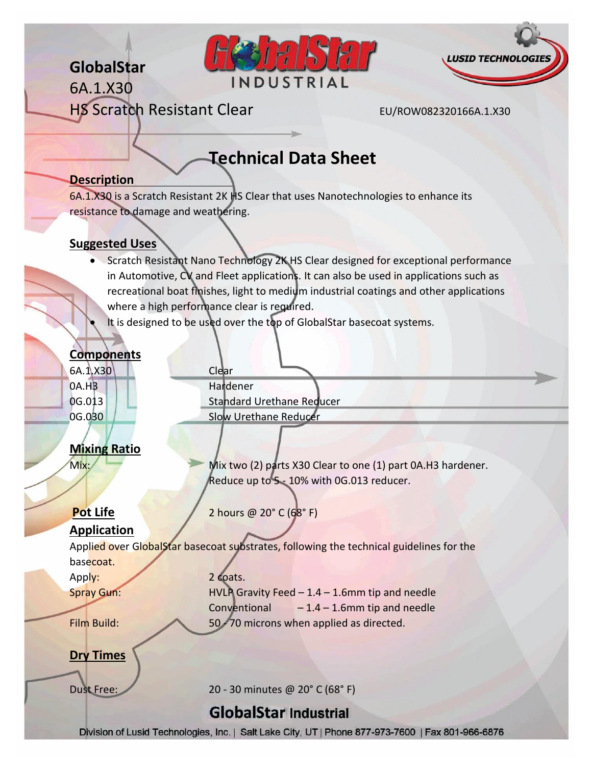GlobalStar
6A.1.X30
HS Scratch Resistant Clear

EU/ROW082320166A.1.X30

# Technical Data Sheet

## Description

6A.1.X30 is a Scratch Resistant 2K HS Clear that uses Nanotechnologies to enhance its resistance to damage and weathering.

## Suggested Uses

- Scratch Resistant Nano Technology 2K HS Clear designed for exceptional performance in Automotive, CV and Fleet applications. It can also be used in applications such as recreational boat finishes, light to medium industrial coatings and other applications where a high performance clear is required.
- It is designed to be used over the top of GlobalStar basecoat systems.

## Components

| | |
|---|---|
| 6A.1.X30 | Clear |
| 0A.H3 | Hardener |
| 0G.013 | Standard Urethane Reducer |
| 0G.030 | Slow Urethane Reducer |

## Mixing Ratio

Mix: Mix two (2) parts X30 Clear to one (1) part 0A.H3 hardener. Reduce up to 5 - 10% with 0G.013 reducer.

## Pot Life

2 hours @ 20° C (68° F)

## Application

Applied over GlobalStar basecoat substrates, following the technical guidelines for the basecoat.

| | |
|---|---|
| Apply: | 2 coats. |
| Spray Gun: | HVLP Gravity Feed – 1.4 – 1.6mm tip and needle |
| | Conventional – 1.4 – 1.6mm tip and needle |
| Film Build: | 50 - 70 microns when applied as directed. |

## Dry Times

Dust Free: 20 - 30 minutes @ 20° C (68° F)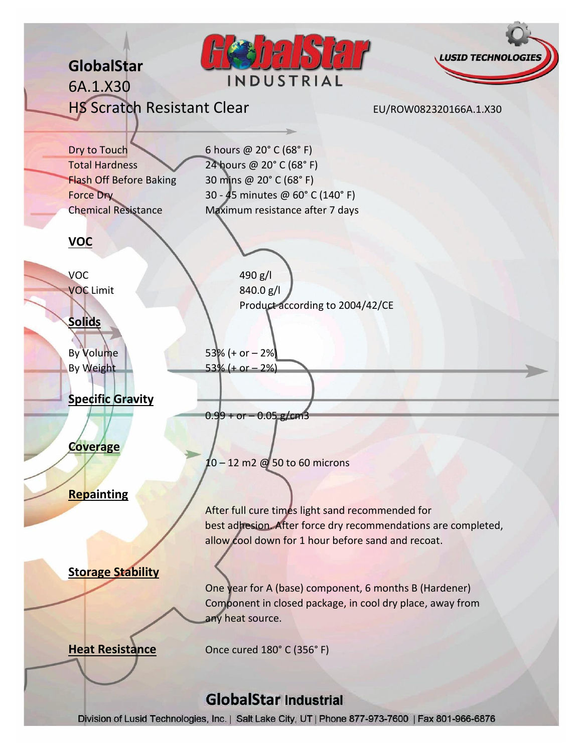# GlobalStar
## 6A.1.X30
## HS Scratch Resistant Clear

EU/ROW082320166A.1.X30

| | |
|---|---|
| Dry to Touch | 6 hours @ 20° C (68° F) |
| Total Hardness | 24 hours @ 20° C (68° F) |
| Flash Off Before Baking | 30 mins @ 20° C (68° F) |
| Force Dry | 30 - 45 minutes @ 60° C (140° F) |
| Chemical Resistance | Maximum resistance after 7 days |

**VOC**

| | |
|---|---|
| VOC | 490 g/l |
| VOC Limit | 840.0 g/l |
| | Product according to 2004/42/CE |

**Solids**

| | |
|---|---|
| By Volume | 53% (+ or – 2%) |
| By Weight | 53% (+ or – 2%) |

**Specific Gravity**

0.99 + or – 0.05 g/cm3

**Coverage**

10 – 12 m2 @ 50 to 60 microns

**Repainting**

After full cure times light sand recommended for best adhesion. After force dry recommendations are completed, allow cool down for 1 hour before sand and recoat.

**Storage Stability**

One year for A (base) component, 6 months B (Hardener) Component in closed package, in cool dry place, away from any heat source.

**Heat Resistance**

Once cured 180° C (356° F)

**GlobalStar Industrial**

Division of Lusid Technologies, Inc. | Salt Lake City, UT | Phone 877-973-7600 | Fax 801-966-6876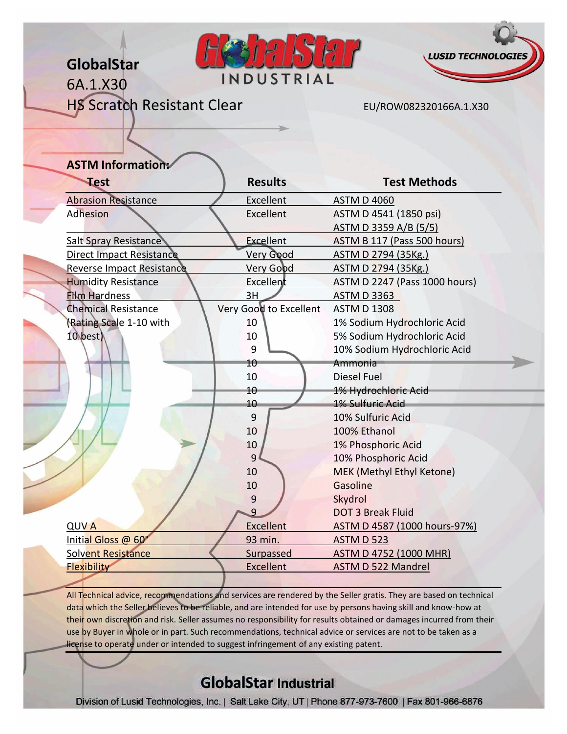**GlobalStar**
6A.1.X30
HS Scratch Resistant Clear

EU/ROW082320166A.1.X30

## ASTM Information:

| Test | Results | Test Methods |
|---|---|---|
| Abrasion Resistance | Excellent | ASTM D 4060 |
| Adhesion | Excellent | ASTM D 4541 (1850 psi) |
| | | ASTM D 3359 A/B (5/5) |
| Salt Spray Resistance | Excellent | ASTM B 117 (Pass 500 hours) |
| Direct Impact Resistance | Very Good | ASTM D 2794 (35Kg.) |
| Reverse Impact Resistance | Very Good | ASTM D 2794 (35Kg.) |
| Humidity Resistance | Excellent | ASTM D 2247 (Pass 1000 hours) |
| Film Hardness | 3H | ASTM D 3363 |
| Chemical Resistance | Very Good to Excellent | ASTM D 1308 |
| (Rating Scale 1-10 with | 10 | 1% Sodium Hydrochloric Acid |
| 10 best) | 10 | 5% Sodium Hydrochloric Acid |
| | 9 | 10% Sodium Hydrochloric Acid |
| | 10 | Ammonia |
| | 10 | Diesel Fuel |
| | 10 | 1% Hydrochloric Acid |
| | 10 | 1% Sulfuric Acid |
| | 9 | 10% Sulfuric Acid |
| | 10 | 100% Ethanol |
| | 10 | 1% Phosphoric Acid |
| | 9 | 10% Phosphoric Acid |
| | 10 | MEK (Methyl Ethyl Ketone) |
| | 10 | Gasoline |
| | 9 | Skydrol |
| | 9 | DOT 3 Break Fluid |
| QUV A | Excellent | ASTM D 4587 (1000 hours-97%) |
| Initial Gloss @ 60° | 93 min. | ASTM D 523 |
| Solvent Resistance | Surpassed | ASTM D 4752 (1000 MHR) |
| Flexibility | Excellent | ASTM D 522 Mandrel |

All Technical advice, recommendations and services are rendered by the Seller gratis. They are based on technical data which the Seller believes to be reliable, and are intended for use by persons having skill and know-how at their own discretion and risk. Seller assumes no responsibility for results obtained or damages incurred from their use by Buyer in whole or in part. Such recommendations, technical advice or services are not to be taken as a license to operate under or intended to suggest infringement of any existing patent.

**GlobalStar Industrial**

Division of Lusid Technologies, Inc. | Salt Lake City, UT | Phone 877-973-7600 | Fax 801-966-6876